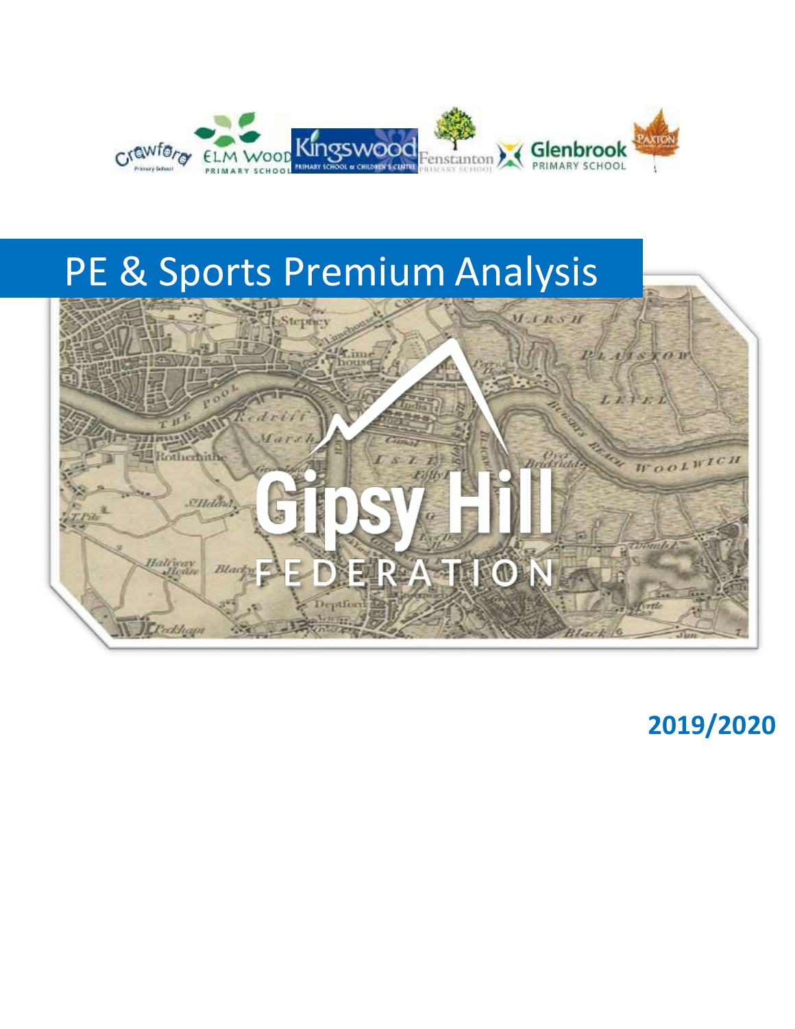# PE & Sports Premium Analysis

Gipsy Hill FEDERATION

**2019/2020**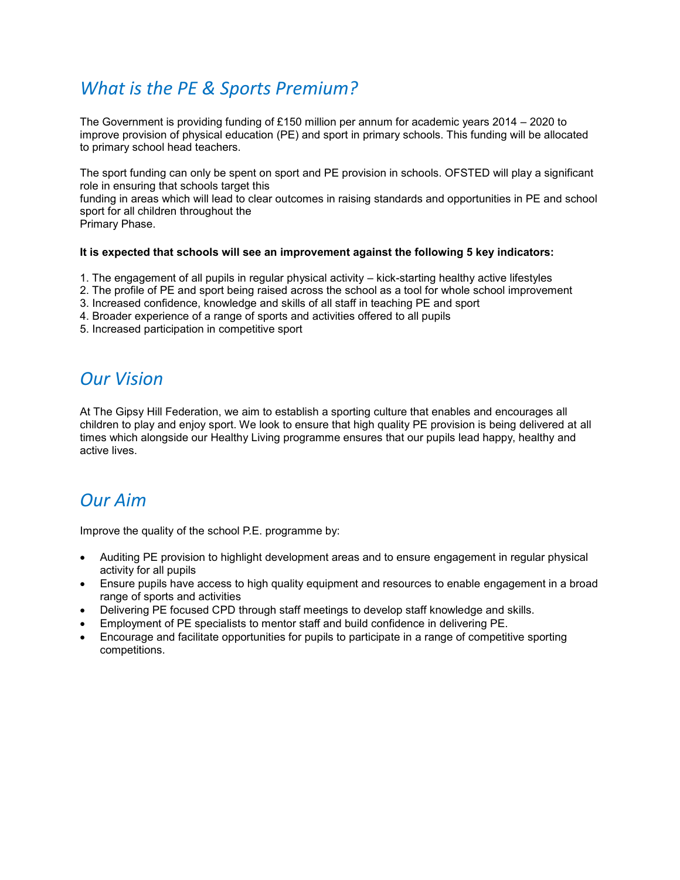## *What is the PE & Sports Premium?*

The Government is providing funding of £150 million per annum for academic years 2014 – 2020 to improve provision of physical education (PE) and sport in primary schools. This funding will be allocated to primary school head teachers.

The sport funding can only be spent on sport and PE provision in schools. OFSTED will play a significant role in ensuring that schools target this funding in areas which will lead to clear outcomes in raising standards and opportunities in PE and school sport for all children throughout the Primary Phase.

**It is expected that schools will see an improvement against the following 5 key indicators:**

1. The engagement of all pupils in regular physical activity – kick-starting healthy active lifestyles
2. The profile of PE and sport being raised across the school as a tool for whole school improvement
3. Increased confidence, knowledge and skills of all staff in teaching PE and sport
4. Broader experience of a range of sports and activities offered to all pupils
5. Increased participation in competitive sport

## *Our Vision*

At The Gipsy Hill Federation, we aim to establish a sporting culture that enables and encourages all children to play and enjoy sport. We look to ensure that high quality PE provision is being delivered at all times which alongside our Healthy Living programme ensures that our pupils lead happy, healthy and active lives.

## *Our Aim*

Improve the quality of the school P.E. programme by:

- Auditing PE provision to highlight development areas and to ensure engagement in regular physical activity for all pupils
- Ensure pupils have access to high quality equipment and resources to enable engagement in a broad range of sports and activities
- Delivering PE focused CPD through staff meetings to develop staff knowledge and skills.
- Employment of PE specialists to mentor staff and build confidence in delivering PE.
- Encourage and facilitate opportunities for pupils to participate in a range of competitive sporting competitions.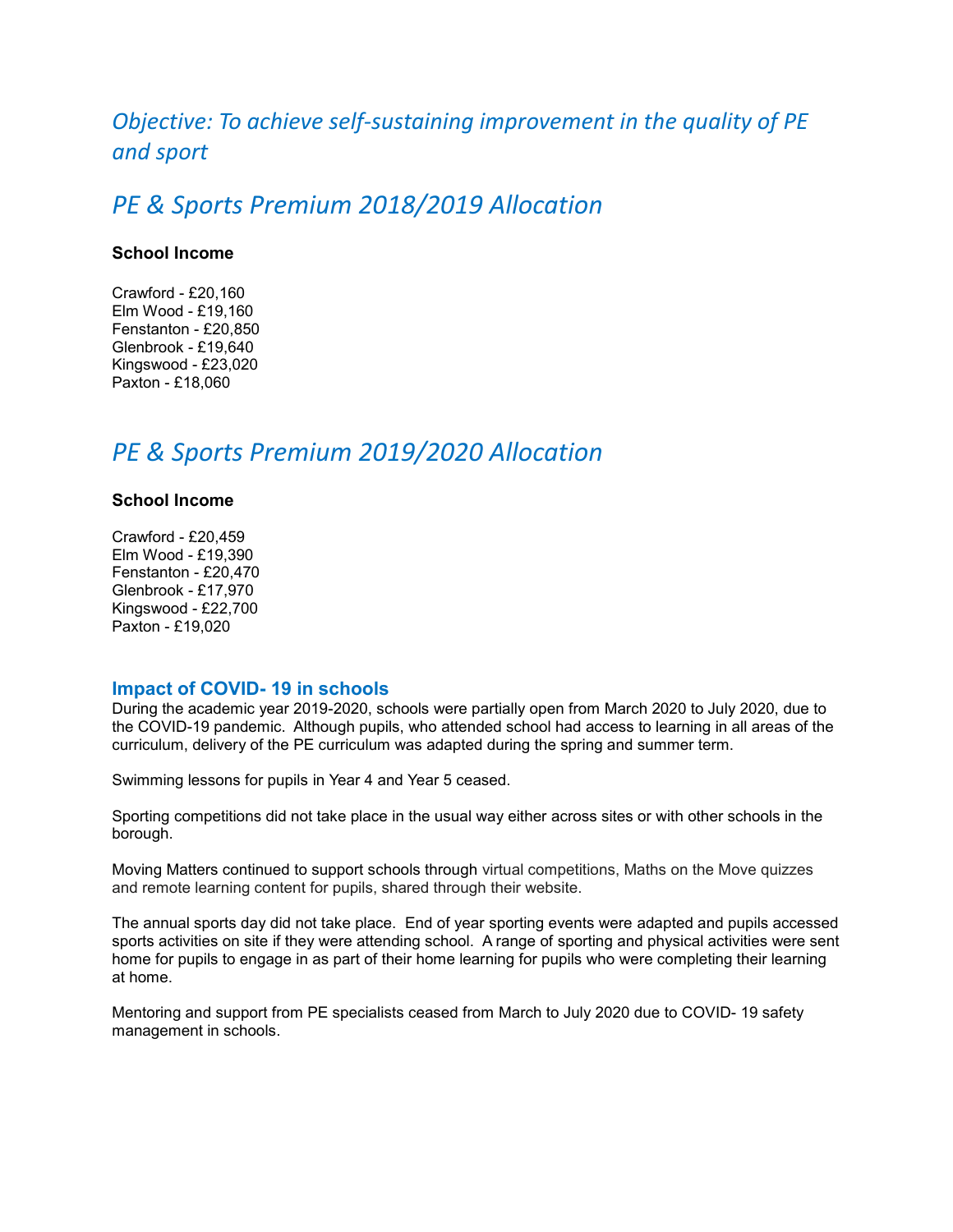## *Objective: To achieve self-sustaining improvement in the quality of PE and sport*

# *PE & Sports Premium 2018/2019 Allocation*

**School Income**

Crawford - £20,160
Elm Wood - £19,160
Fenstanton - £20,850
Glenbrook - £19,640
Kingswood - £23,020
Paxton - £18,060

# *PE & Sports Premium 2019/2020 Allocation*

**School Income**

Crawford - £20,459
Elm Wood - £19,390
Fenstanton - £20,470
Glenbrook - £17,970
Kingswood - £22,700
Paxton - £19,020

### Impact of COVID- 19 in schools

During the academic year 2019-2020, schools were partially open from March 2020 to July 2020, due to the COVID-19 pandemic. Although pupils, who attended school had access to learning in all areas of the curriculum, delivery of the PE curriculum was adapted during the spring and summer term.

Swimming lessons for pupils in Year 4 and Year 5 ceased.

Sporting competitions did not take place in the usual way either across sites or with other schools in the borough.

Moving Matters continued to support schools through virtual competitions, Maths on the Move quizzes and remote learning content for pupils, shared through their website.

The annual sports day did not take place. End of year sporting events were adapted and pupils accessed sports activities on site if they were attending school. A range of sporting and physical activities were sent home for pupils to engage in as part of their home learning for pupils who were completing their learning at home.

Mentoring and support from PE specialists ceased from March to July 2020 due to COVID- 19 safety management in schools.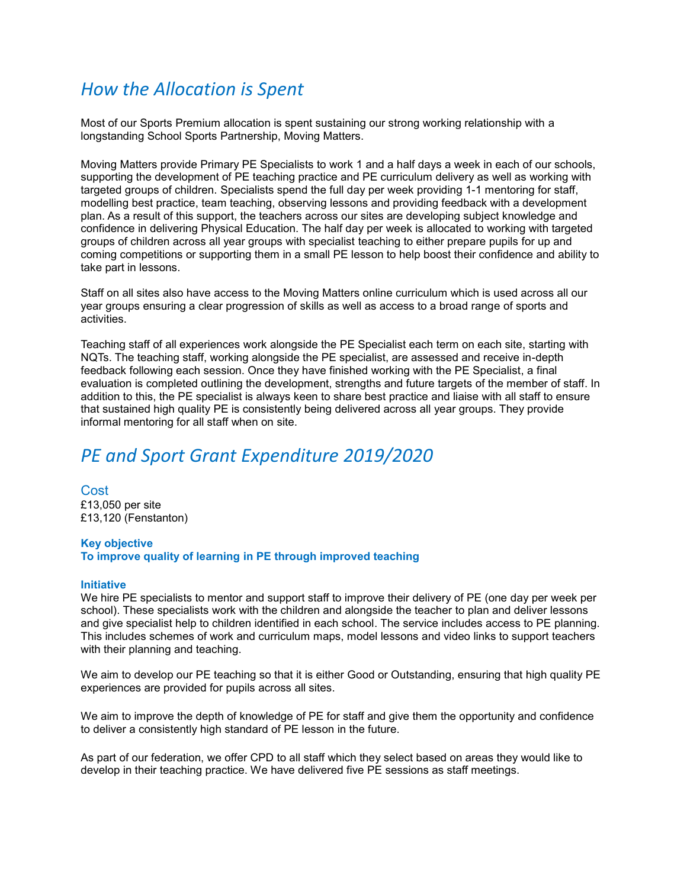## *How the Allocation is Spent*

Most of our Sports Premium allocation is spent sustaining our strong working relationship with a longstanding School Sports Partnership, Moving Matters.

Moving Matters provide Primary PE Specialists to work 1 and a half days a week in each of our schools, supporting the development of PE teaching practice and PE curriculum delivery as well as working with targeted groups of children. Specialists spend the full day per week providing 1-1 mentoring for staff, modelling best practice, team teaching, observing lessons and providing feedback with a development plan. As a result of this support, the teachers across our sites are developing subject knowledge and confidence in delivering Physical Education. The half day per week is allocated to working with targeted groups of children across all year groups with specialist teaching to either prepare pupils for up and coming competitions or supporting them in a small PE lesson to help boost their confidence and ability to take part in lessons.

Staff on all sites also have access to the Moving Matters online curriculum which is used across all our year groups ensuring a clear progression of skills as well as access to a broad range of sports and activities.

Teaching staff of all experiences work alongside the PE Specialist each term on each site, starting with NQTs. The teaching staff, working alongside the PE specialist, are assessed and receive in-depth feedback following each session. Once they have finished working with the PE Specialist, a final evaluation is completed outlining the development, strengths and future targets of the member of staff. In addition to this, the PE specialist is always keen to share best practice and liaise with all staff to ensure that sustained high quality PE is consistently being delivered across all year groups. They provide informal mentoring for all staff when on site.

## *PE and Sport Grant Expenditure 2019/2020*

### Cost

£13,050 per site
£13,120 (Fenstanton)

**Key objective**
**To improve quality of learning in PE through improved teaching**

**Initiative**

We hire PE specialists to mentor and support staff to improve their delivery of PE (one day per week per school). These specialists work with the children and alongside the teacher to plan and deliver lessons and give specialist help to children identified in each school. The service includes access to PE planning. This includes schemes of work and curriculum maps, model lessons and video links to support teachers with their planning and teaching.

We aim to develop our PE teaching so that it is either Good or Outstanding, ensuring that high quality PE experiences are provided for pupils across all sites.

We aim to improve the depth of knowledge of PE for staff and give them the opportunity and confidence to deliver a consistently high standard of PE lesson in the future.

As part of our federation, we offer CPD to all staff which they select based on areas they would like to develop in their teaching practice. We have delivered five PE sessions as staff meetings.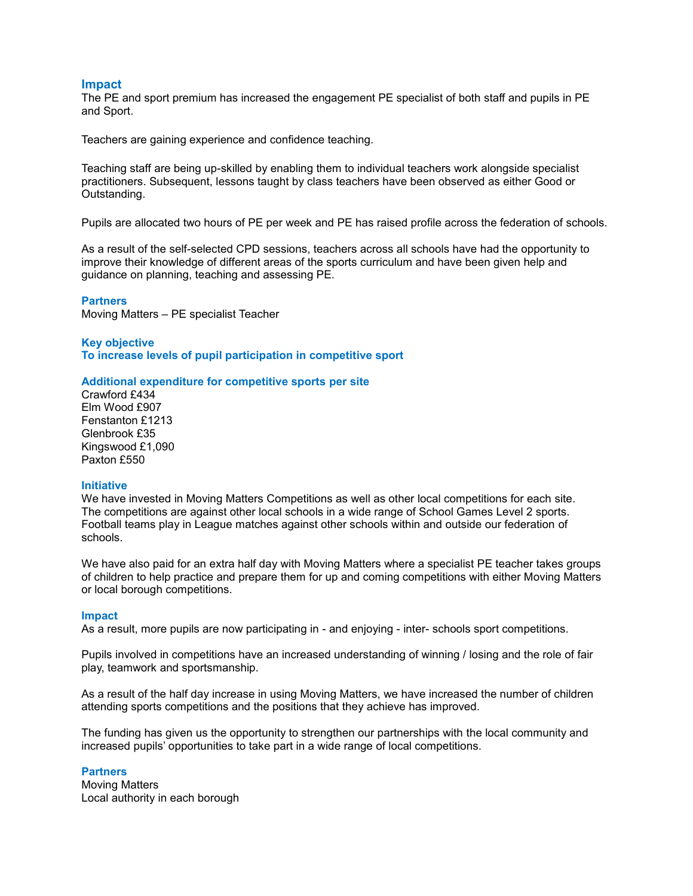### Impact

The PE and sport premium has increased the engagement PE specialist of both staff and pupils in PE and Sport.

Teachers are gaining experience and confidence teaching.

Teaching staff are being up-skilled by enabling them to individual teachers work alongside specialist practitioners. Subsequent, lessons taught by class teachers have been observed as either Good or Outstanding.

Pupils are allocated two hours of PE per week and PE has raised profile across the federation of schools.

As a result of the self-selected CPD sessions, teachers across all schools have had the opportunity to improve their knowledge of different areas of the sports curriculum and have been given help and guidance on planning, teaching and assessing PE.

### Partners

Moving Matters – PE specialist Teacher

### Key objective
### To increase levels of pupil participation in competitive sport

### Additional expenditure for competitive sports per site

Crawford £434
Elm Wood £907
Fenstanton £1213
Glenbrook £35
Kingswood £1,090
Paxton £550

### Initiative

We have invested in Moving Matters Competitions as well as other local competitions for each site. The competitions are against other local schools in a wide range of School Games Level 2 sports. Football teams play in League matches against other schools within and outside our federation of schools.

We have also paid for an extra half day with Moving Matters where a specialist PE teacher takes groups of children to help practice and prepare them for up and coming competitions with either Moving Matters or local borough competitions.

### Impact

As a result, more pupils are now participating in - and enjoying - inter- schools sport competitions.

Pupils involved in competitions have an increased understanding of winning / losing and the role of fair play, teamwork and sportsmanship.

As a result of the half day increase in using Moving Matters, we have increased the number of children attending sports competitions and the positions that they achieve has improved.

The funding has given us the opportunity to strengthen our partnerships with the local community and increased pupils' opportunities to take part in a wide range of local competitions.

### Partners

Moving Matters
Local authority in each borough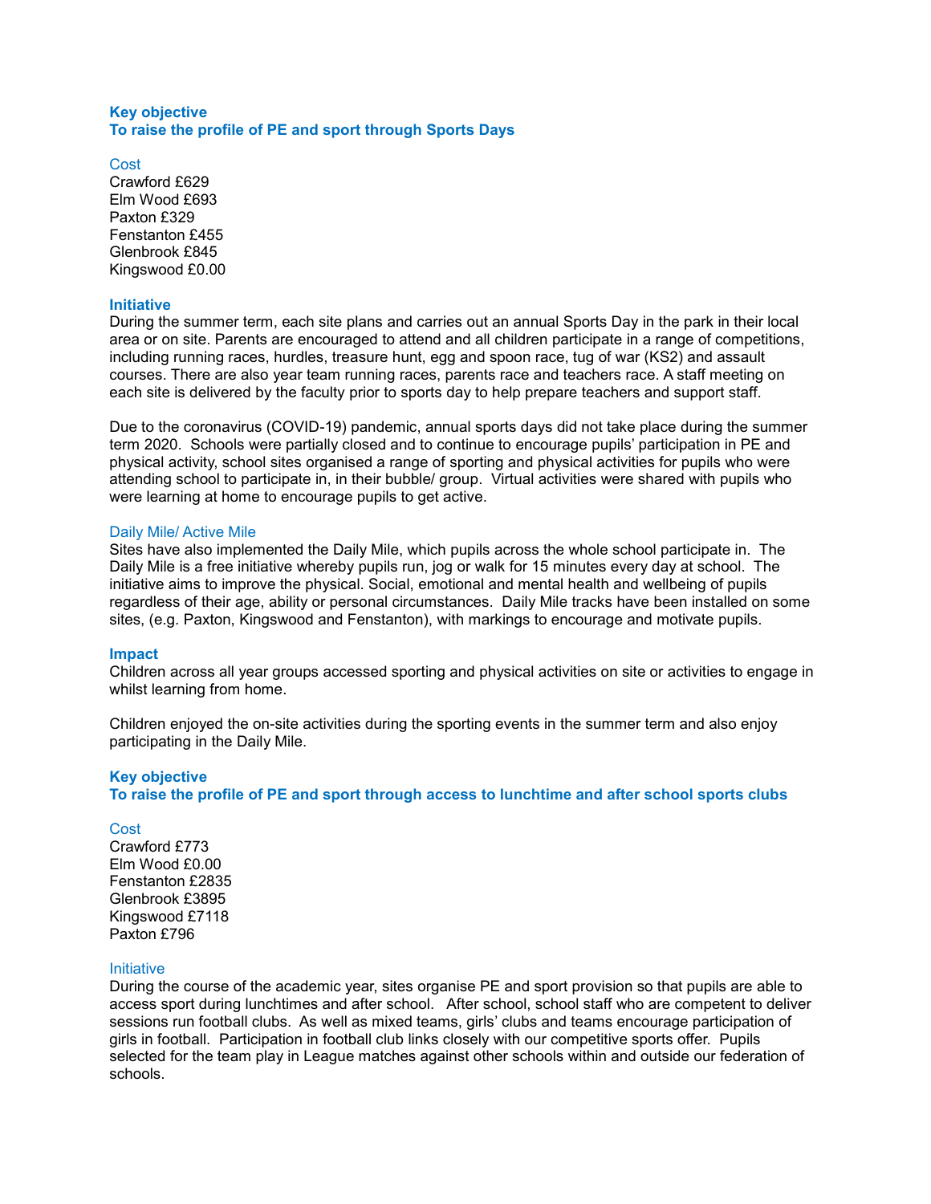**Key objective**
**To raise the profile of PE and sport through Sports Days**

Cost
Crawford £629
Elm Wood £693
Paxton £329
Fenstanton £455
Glenbrook £845
Kingswood £0.00

**Initiative**
During the summer term, each site plans and carries out an annual Sports Day in the park in their local area or on site. Parents are encouraged to attend and all children participate in a range of competitions, including running races, hurdles, treasure hunt, egg and spoon race, tug of war (KS2) and assault courses. There are also year team running races, parents race and teachers race. A staff meeting on each site is delivered by the faculty prior to sports day to help prepare teachers and support staff.

Due to the coronavirus (COVID-19) pandemic, annual sports days did not take place during the summer term 2020. Schools were partially closed and to continue to encourage pupils' participation in PE and physical activity, school sites organised a range of sporting and physical activities for pupils who were attending school to participate in, in their bubble/ group. Virtual activities were shared with pupils who were learning at home to encourage pupils to get active.

Daily Mile/ Active Mile
Sites have also implemented the Daily Mile, which pupils across the whole school participate in. The Daily Mile is a free initiative whereby pupils run, jog or walk for 15 minutes every day at school. The initiative aims to improve the physical. Social, emotional and mental health and wellbeing of pupils regardless of their age, ability or personal circumstances. Daily Mile tracks have been installed on some sites, (e.g. Paxton, Kingswood and Fenstanton), with markings to encourage and motivate pupils.

**Impact**
Children across all year groups accessed sporting and physical activities on site or activities to engage in whilst learning from home.

Children enjoyed the on-site activities during the sporting events in the summer term and also enjoy participating in the Daily Mile.

**Key objective**
**To raise the profile of PE and sport through access to lunchtime and after school sports clubs**

Cost
Crawford £773
Elm Wood £0.00
Fenstanton £2835
Glenbrook £3895
Kingswood £7118
Paxton £796

Initiative
During the course of the academic year, sites organise PE and sport provision so that pupils are able to access sport during lunchtimes and after school. After school, school staff who are competent to deliver sessions run football clubs. As well as mixed teams, girls' clubs and teams encourage participation of girls in football. Participation in football club links closely with our competitive sports offer. Pupils selected for the team play in League matches against other schools within and outside our federation of schools.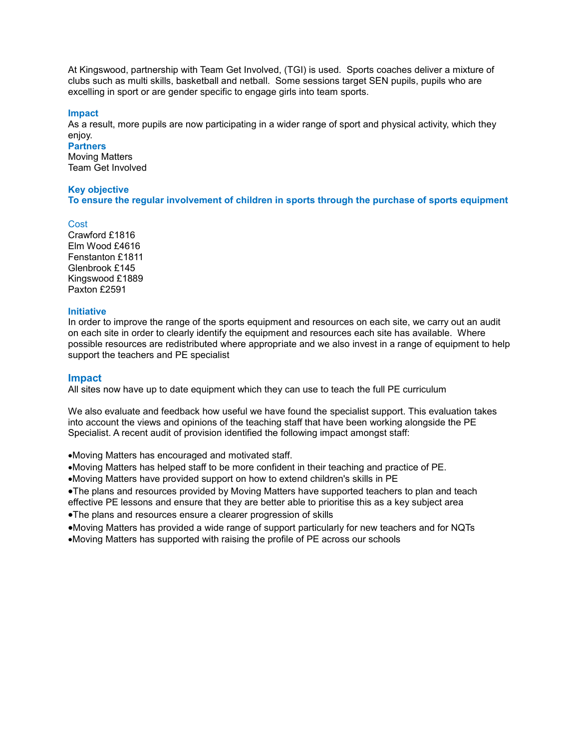At Kingswood, partnership with Team Get Involved, (TGI) is used. Sports coaches deliver a mixture of clubs such as multi skills, basketball and netball. Some sessions target SEN pupils, pupils who are excelling in sport or are gender specific to engage girls into team sports.

### Impact

As a result, more pupils are now participating in a wider range of sport and physical activity, which they enjoy.

### Partners

Moving Matters
Team Get Involved

### Key objective

**To ensure the regular involvement of children in sports through the purchase of sports equipment**

### Cost

Crawford £1816
Elm Wood £4616
Fenstanton £1811
Glenbrook £145
Kingswood £1889
Paxton £2591

### Initiative

In order to improve the range of the sports equipment and resources on each site, we carry out an audit on each site in order to clearly identify the equipment and resources each site has available. Where possible resources are redistributed where appropriate and we also invest in a range of equipment to help support the teachers and PE specialist

## Impact

All sites now have up to date equipment which they can use to teach the full PE curriculum

We also evaluate and feedback how useful we have found the specialist support. This evaluation takes into account the views and opinions of the teaching staff that have been working alongside the PE Specialist. A recent audit of provision identified the following impact amongst staff:

- Moving Matters has encouraged and motivated staff.
- Moving Matters has helped staff to be more confident in their teaching and practice of PE.
- Moving Matters have provided support on how to extend children's skills in PE
- The plans and resources provided by Moving Matters have supported teachers to plan and teach effective PE lessons and ensure that they are better able to prioritise this as a key subject area
- The plans and resources ensure a clearer progression of skills
- Moving Matters has provided a wide range of support particularly for new teachers and for NQTs
- Moving Matters has supported with raising the profile of PE across our schools